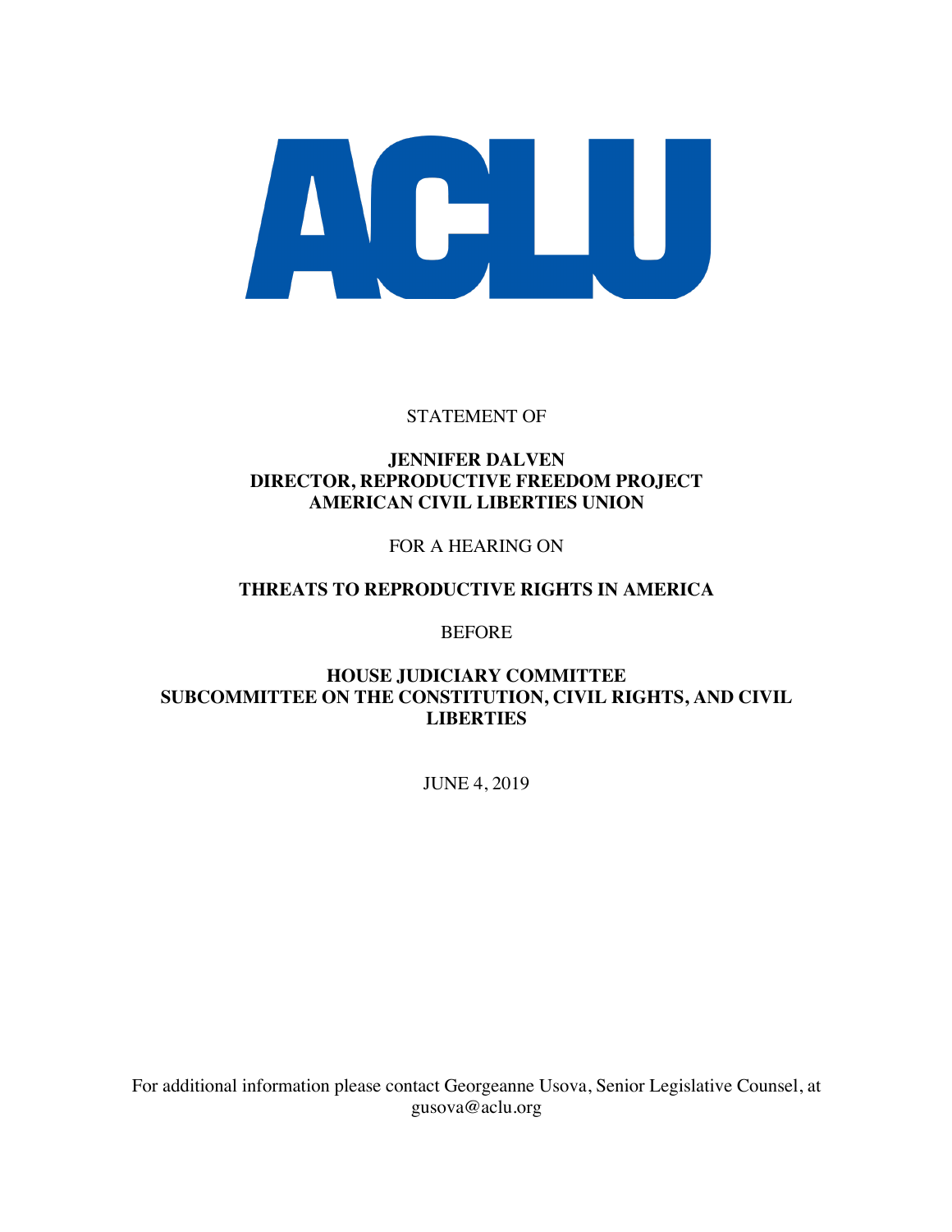ACLU

STATEMENT OF

**JENNIFER DALVEN**
**DIRECTOR, REPRODUCTIVE FREEDOM PROJECT**
**AMERICAN CIVIL LIBERTIES UNION**

FOR A HEARING ON

**THREATS TO REPRODUCTIVE RIGHTS IN AMERICA**

BEFORE

**HOUSE JUDICIARY COMMITTEE**
**SUBCOMMITTEE ON THE CONSTITUTION, CIVIL RIGHTS, AND CIVIL LIBERTIES**

JUNE 4, 2019

For additional information please contact Georgeanne Usova, Senior Legislative Counsel, at gusova@aclu.org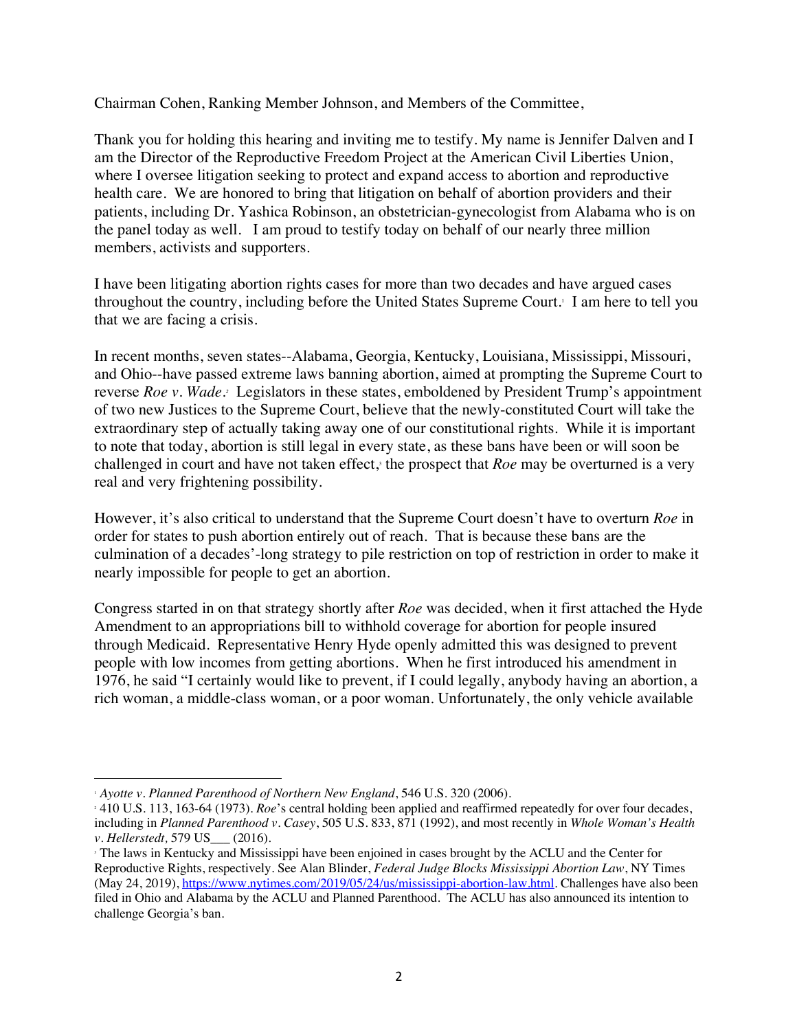Chairman Cohen, Ranking Member Johnson, and Members of the Committee,

Thank you for holding this hearing and inviting me to testify. My name is Jennifer Dalven and I am the Director of the Reproductive Freedom Project at the American Civil Liberties Union, where I oversee litigation seeking to protect and expand access to abortion and reproductive health care. We are honored to bring that litigation on behalf of abortion providers and their patients, including Dr. Yashica Robinson, an obstetrician-gynecologist from Alabama who is on the panel today as well. I am proud to testify today on behalf of our nearly three million members, activists and supporters.

I have been litigating abortion rights cases for more than two decades and have argued cases throughout the country, including before the United States Supreme Court.[1] I am here to tell you that we are facing a crisis.

In recent months, seven states--Alabama, Georgia, Kentucky, Louisiana, Mississippi, Missouri, and Ohio--have passed extreme laws banning abortion, aimed at prompting the Supreme Court to reverse *Roe v. Wade*.[2] Legislators in these states, emboldened by President Trump's appointment of two new Justices to the Supreme Court, believe that the newly-constituted Court will take the extraordinary step of actually taking away one of our constitutional rights. While it is important to note that today, abortion is still legal in every state, as these bans have been or will soon be challenged in court and have not taken effect,[3] the prospect that *Roe* may be overturned is a very real and very frightening possibility.

However, it's also critical to understand that the Supreme Court doesn't have to overturn *Roe* in order for states to push abortion entirely out of reach. That is because these bans are the culmination of a decades'-long strategy to pile restriction on top of restriction in order to make it nearly impossible for people to get an abortion.

Congress started in on that strategy shortly after *Roe* was decided, when it first attached the Hyde Amendment to an appropriations bill to withhold coverage for abortion for people insured through Medicaid. Representative Henry Hyde openly admitted this was designed to prevent people with low incomes from getting abortions. When he first introduced his amendment in 1976, he said "I certainly would like to prevent, if I could legally, anybody having an abortion, a rich woman, a middle-class woman, or a poor woman. Unfortunately, the only vehicle available

---

[1] *Ayotte v. Planned Parenthood of Northern New England*, 546 U.S. 320 (2006).

[2] 410 U.S. 113, 163-64 (1973). *Roe*'s central holding been applied and reaffirmed repeatedly for over four decades, including in *Planned Parenthood v. Casey*, 505 U.S. 833, 871 (1992), and most recently in *Whole Woman's Health v. Hellerstedt,* 579 US___ (2016).

[3] The laws in Kentucky and Mississippi have been enjoined in cases brought by the ACLU and the Center for Reproductive Rights, respectively. See Alan Blinder, *Federal Judge Blocks Mississippi Abortion Law*, NY Times (May 24, 2019), https://www.nytimes.com/2019/05/24/us/mississippi-abortion-law.html. Challenges have also been filed in Ohio and Alabama by the ACLU and Planned Parenthood. The ACLU has also announced its intention to challenge Georgia's ban.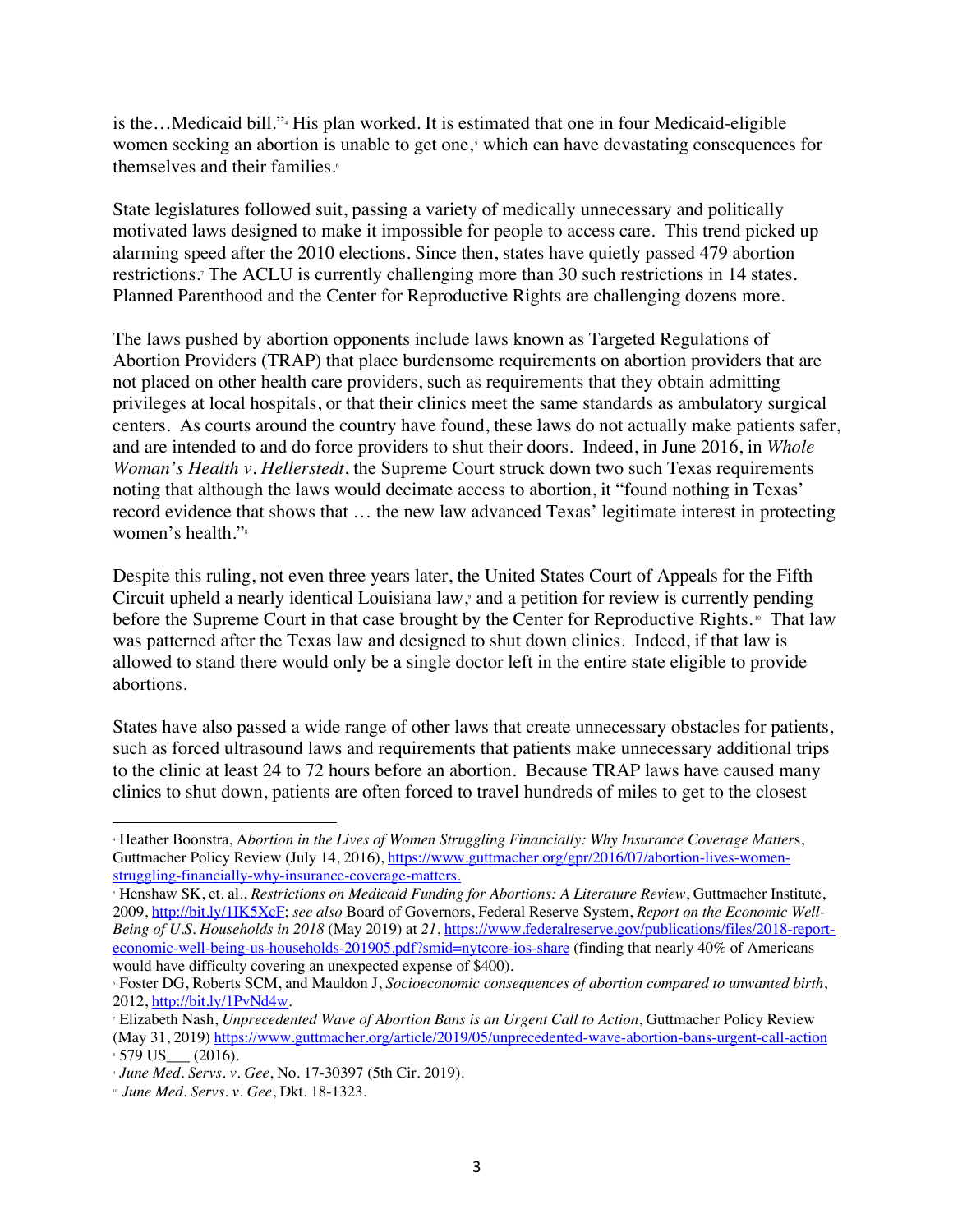is the…Medicaid bill."[4] His plan worked. It is estimated that one in four Medicaid-eligible women seeking an abortion is unable to get one,[5] which can have devastating consequences for themselves and their families.[6]

State legislatures followed suit, passing a variety of medically unnecessary and politically motivated laws designed to make it impossible for people to access care. This trend picked up alarming speed after the 2010 elections. Since then, states have quietly passed 479 abortion restrictions.[7] The ACLU is currently challenging more than 30 such restrictions in 14 states. Planned Parenthood and the Center for Reproductive Rights are challenging dozens more.

The laws pushed by abortion opponents include laws known as Targeted Regulations of Abortion Providers (TRAP) that place burdensome requirements on abortion providers that are not placed on other health care providers, such as requirements that they obtain admitting privileges at local hospitals, or that their clinics meet the same standards as ambulatory surgical centers. As courts around the country have found, these laws do not actually make patients safer, and are intended to and do force providers to shut their doors. Indeed, in June 2016, in *Whole Woman's Health v. Hellerstedt*, the Supreme Court struck down two such Texas requirements noting that although the laws would decimate access to abortion, it "found nothing in Texas' record evidence that shows that … the new law advanced Texas' legitimate interest in protecting women's health."[8]

Despite this ruling, not even three years later, the United States Court of Appeals for the Fifth Circuit upheld a nearly identical Louisiana law,[9] and a petition for review is currently pending before the Supreme Court in that case brought by the Center for Reproductive Rights.[10] That law was patterned after the Texas law and designed to shut down clinics. Indeed, if that law is allowed to stand there would only be a single doctor left in the entire state eligible to provide abortions.

States have also passed a wide range of other laws that create unnecessary obstacles for patients, such as forced ultrasound laws and requirements that patients make unnecessary additional trips to the clinic at least 24 to 72 hours before an abortion. Because TRAP laws have caused many clinics to shut down, patients are often forced to travel hundreds of miles to get to the closest

---

[4] Heather Boonstra, A*bortion in the Lives of Women Struggling Financially: Why Insurance Coverage Matter*s, Guttmacher Policy Review (July 14, 2016), https://www.guttmacher.org/gpr/2016/07/abortion-lives-women-struggling-financially-why-insurance-coverage-matters.

[5] Henshaw SK, et. al., *Restrictions on Medicaid Funding for Abortions: A Literature Review*, Guttmacher Institute, 2009, http://bit.ly/1IK5XcF; *see also* Board of Governors, Federal Reserve System, *Report on the Economic Well-Being of U.S. Households in 2018* (May 2019) at *21*, https://www.federalreserve.gov/publications/files/2018-report-economic-well-being-us-households-201905.pdf?smid=nytcore-ios-share (finding that nearly 40% of Americans would have difficulty covering an unexpected expense of $400).

[6] Foster DG, Roberts SCM, and Mauldon J, *Socioeconomic consequences of abortion compared to unwanted birth*, 2012, http://bit.ly/1PvNd4w.

[7] Elizabeth Nash, *Unprecedented Wave of Abortion Bans is an Urgent Call to Action*, Guttmacher Policy Review (May 31, 2019) https://www.guttmacher.org/article/2019/05/unprecedented-wave-abortion-bans-urgent-call-action

[8] 579 US___ (2016).

[9] *June Med. Servs. v. Gee*, No. 17-30397 (5th Cir. 2019).

[10] *June Med. Servs. v. Gee*, Dkt. 18-1323.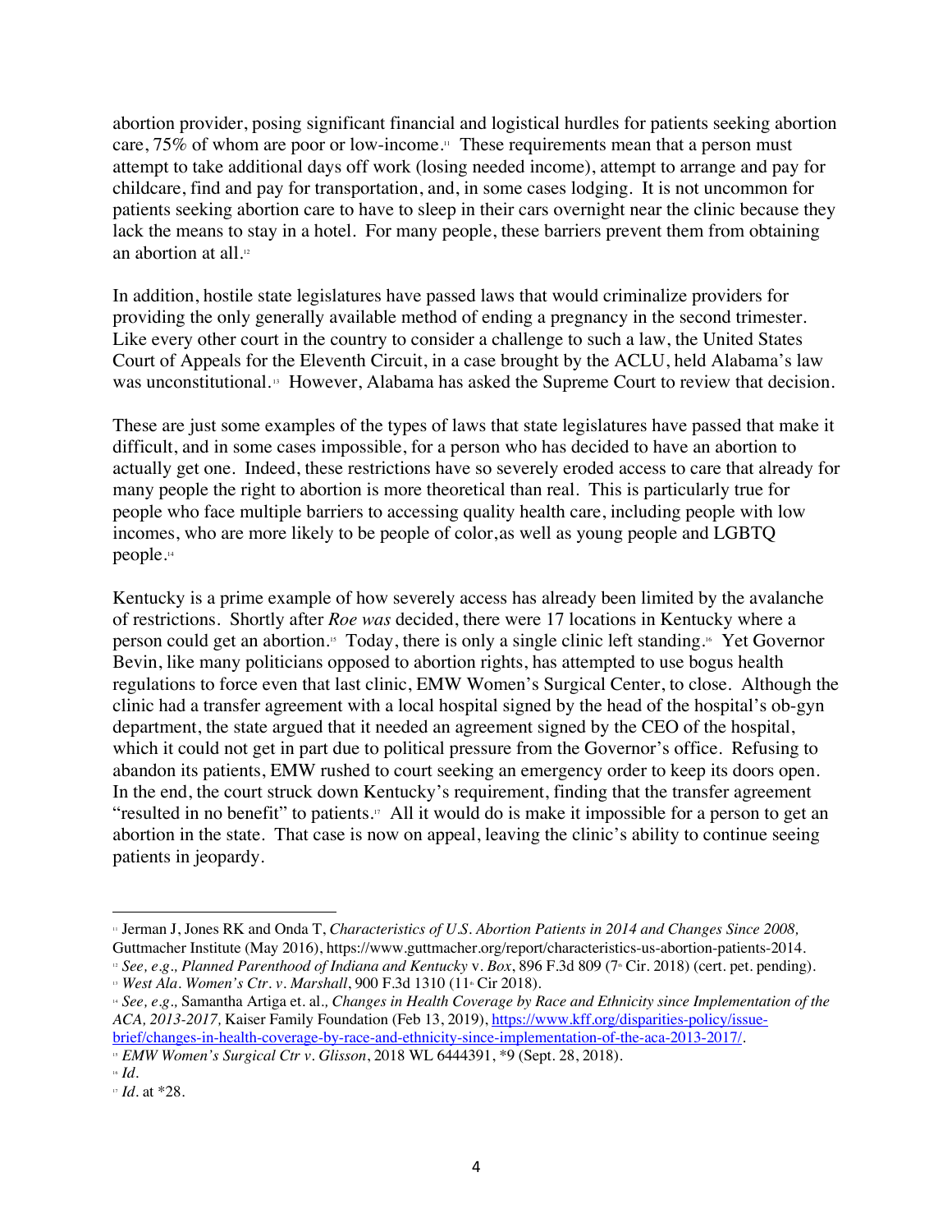abortion provider, posing significant financial and logistical hurdles for patients seeking abortion care, 75% of whom are poor or low-income.[11] These requirements mean that a person must attempt to take additional days off work (losing needed income), attempt to arrange and pay for childcare, find and pay for transportation, and, in some cases lodging. It is not uncommon for patients seeking abortion care to have to sleep in their cars overnight near the clinic because they lack the means to stay in a hotel. For many people, these barriers prevent them from obtaining an abortion at all.[12]

In addition, hostile state legislatures have passed laws that would criminalize providers for providing the only generally available method of ending a pregnancy in the second trimester. Like every other court in the country to consider a challenge to such a law, the United States Court of Appeals for the Eleventh Circuit, in a case brought by the ACLU, held Alabama's law was unconstitutional.[13] However, Alabama has asked the Supreme Court to review that decision.

These are just some examples of the types of laws that state legislatures have passed that make it difficult, and in some cases impossible, for a person who has decided to have an abortion to actually get one. Indeed, these restrictions have so severely eroded access to care that already for many people the right to abortion is more theoretical than real. This is particularly true for people who face multiple barriers to accessing quality health care, including people with low incomes, who are more likely to be people of color,as well as young people and LGBTQ people.[14]

Kentucky is a prime example of how severely access has already been limited by the avalanche of restrictions. Shortly after *Roe was* decided, there were 17 locations in Kentucky where a person could get an abortion.[15] Today, there is only a single clinic left standing.[16] Yet Governor Bevin, like many politicians opposed to abortion rights, has attempted to use bogus health regulations to force even that last clinic, EMW Women's Surgical Center, to close. Although the clinic had a transfer agreement with a local hospital signed by the head of the hospital's ob-gyn department, the state argued that it needed an agreement signed by the CEO of the hospital, which it could not get in part due to political pressure from the Governor's office. Refusing to abandon its patients, EMW rushed to court seeking an emergency order to keep its doors open. In the end, the court struck down Kentucky's requirement, finding that the transfer agreement "resulted in no benefit" to patients.[17] All it would do is make it impossible for a person to get an abortion in the state. That case is now on appeal, leaving the clinic's ability to continue seeing patients in jeopardy.

---

[11] Jerman J, Jones RK and Onda T, *Characteristics of U.S. Abortion Patients in 2014 and Changes Since 2008,* Guttmacher Institute (May 2016), https://www.guttmacher.org/report/characteristics-us-abortion-patients-2014.

[12] *See, e.g., Planned Parenthood of Indiana and Kentucky* v. *Box*, 896 F.3d 809 (7th Cir. 2018) (cert. pet. pending).

[13] *West Ala. Women's Ctr. v. Marshall*, 900 F.3d 1310 (11th Cir 2018).

[14] *See, e.g.,* Samantha Artiga et. al.*, Changes in Health Coverage by Race and Ethnicity since Implementation of the ACA, 2013-2017,* Kaiser Family Foundation (Feb 13, 2019), https://www.kff.org/disparities-policy/issue-brief/changes-in-health-coverage-by-race-and-ethnicity-since-implementation-of-the-aca-2013-2017/.

[15] *EMW Women's Surgical Ctr v. Glisson*, 2018 WL 6444391, *9 (Sept. 28, 2018).

[16] *Id.*

[17] *Id.* at *28.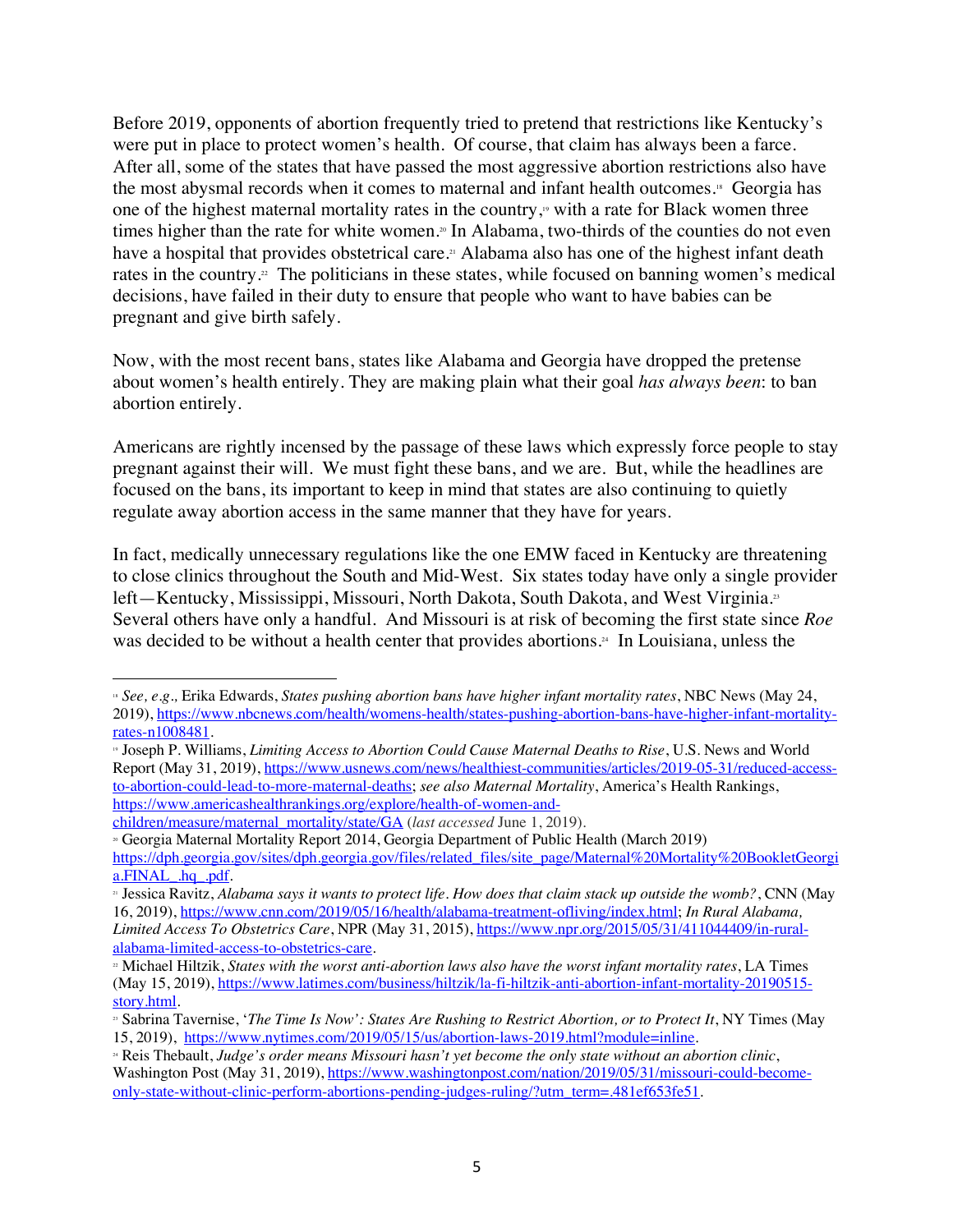Before 2019, opponents of abortion frequently tried to pretend that restrictions like Kentucky's were put in place to protect women's health. Of course, that claim has always been a farce. After all, some of the states that have passed the most aggressive abortion restrictions also have the most abysmal records when it comes to maternal and infant health outcomes.[18] Georgia has one of the highest maternal mortality rates in the country,[19] with a rate for Black women three times higher than the rate for white women.[20] In Alabama, two-thirds of the counties do not even have a hospital that provides obstetrical care.[21] Alabama also has one of the highest infant death rates in the country.[22] The politicians in these states, while focused on banning women's medical decisions, have failed in their duty to ensure that people who want to have babies can be pregnant and give birth safely.

Now, with the most recent bans, states like Alabama and Georgia have dropped the pretense about women's health entirely. They are making plain what their goal *has always been*: to ban abortion entirely.

Americans are rightly incensed by the passage of these laws which expressly force people to stay pregnant against their will. We must fight these bans, and we are. But, while the headlines are focused on the bans, its important to keep in mind that states are also continuing to quietly regulate away abortion access in the same manner that they have for years.

In fact, medically unnecessary regulations like the one EMW faced in Kentucky are threatening to close clinics throughout the South and Mid-West. Six states today have only a single provider left—Kentucky, Mississippi, Missouri, North Dakota, South Dakota, and West Virginia.[23] Several others have only a handful. And Missouri is at risk of becoming the first state since *Roe* was decided to be without a health center that provides abortions.[24] In Louisiana, unless the

---

[18] *See, e.g.,* Erika Edwards, *States pushing abortion bans have higher infant mortality rates*, NBC News (May 24, 2019), https://www.nbcnews.com/health/womens-health/states-pushing-abortion-bans-have-higher-infant-mortality-rates-n1008481.

[19] Joseph P. Williams, *Limiting Access to Abortion Could Cause Maternal Deaths to Rise*, U.S. News and World Report (May 31, 2019), https://www.usnews.com/news/healthiest-communities/articles/2019-05-31/reduced-access-to-abortion-could-lead-to-more-maternal-deaths; *see also Maternal Mortality*, America's Health Rankings, https://www.americashealthrankings.org/explore/health-of-women-and-children/measure/maternal_mortality/state/GA (*last accessed* June 1, 2019).

[20] Georgia Maternal Mortality Report 2014, Georgia Department of Public Health (March 2019) https://dph.georgia.gov/sites/dph.georgia.gov/files/related_files/site_page/Maternal%20Mortality%20BookletGeorgia.FINAL_.hq_.pdf.

[21] Jessica Ravitz, *Alabama says it wants to protect life. How does that claim stack up outside the womb?*, CNN (May 16, 2019), https://www.cnn.com/2019/05/16/health/alabama-treatment-ofliving/index.html; *In Rural Alabama, Limited Access To Obstetrics Care*, NPR (May 31, 2015), https://www.npr.org/2015/05/31/411044409/in-rural-alabama-limited-access-to-obstetrics-care.

[22] Michael Hiltzik, *States with the worst anti-abortion laws also have the worst infant mortality rates*, LA Times (May 15, 2019), https://www.latimes.com/business/hiltzik/la-fi-hiltzik-anti-abortion-infant-mortality-20190515-story.html.

[23] Sabrina Tavernise, *'The Time Is Now': States Are Rushing to Restrict Abortion, or to Protect It*, NY Times (May 15, 2019), https://www.nytimes.com/2019/05/15/us/abortion-laws-2019.html?module=inline.

[24] Reis Thebault, *Judge's order means Missouri hasn't yet become the only state without an abortion clinic*, Washington Post (May 31, 2019), https://www.washingtonpost.com/nation/2019/05/31/missouri-could-become-only-state-without-clinic-perform-abortions-pending-judges-ruling/?utm_term=.481ef653fe51.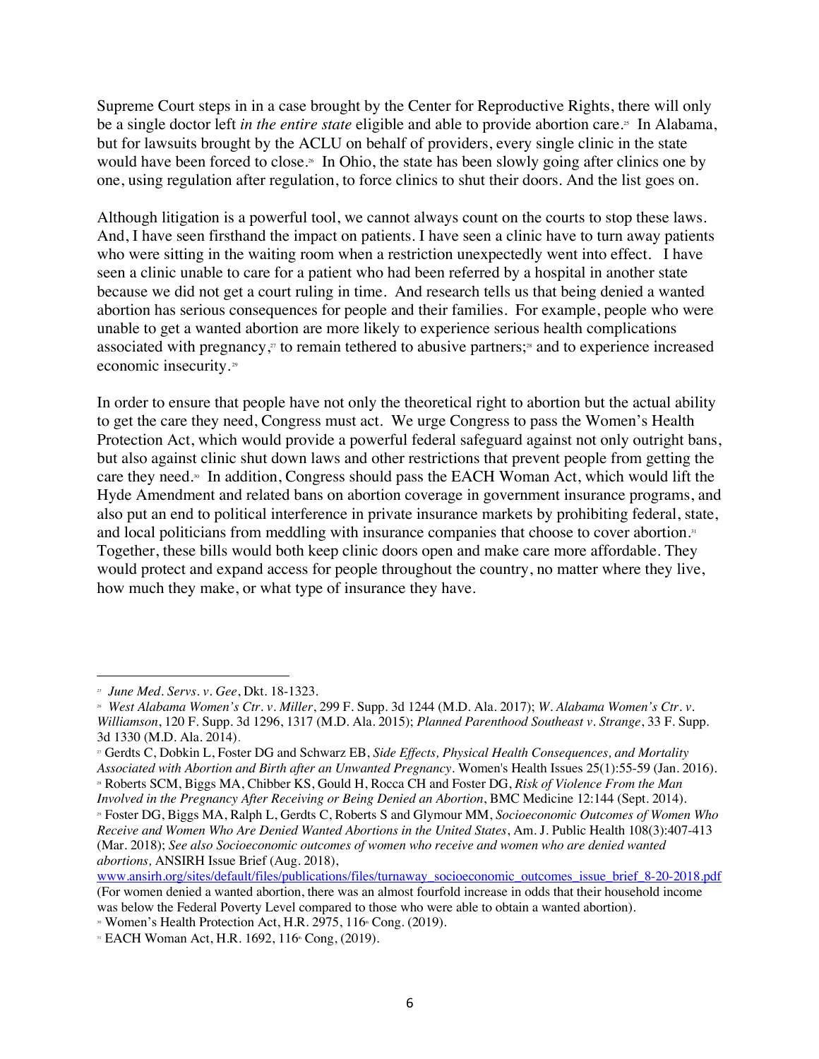Supreme Court steps in in a case brought by the Center for Reproductive Rights, there will only be a single doctor left *in the entire state* eligible and able to provide abortion care.[25] In Alabama, but for lawsuits brought by the ACLU on behalf of providers, every single clinic in the state would have been forced to close.[26] In Ohio, the state has been slowly going after clinics one by one, using regulation after regulation, to force clinics to shut their doors. And the list goes on.

Although litigation is a powerful tool, we cannot always count on the courts to stop these laws. And, I have seen firsthand the impact on patients. I have seen a clinic have to turn away patients who were sitting in the waiting room when a restriction unexpectedly went into effect. I have seen a clinic unable to care for a patient who had been referred by a hospital in another state because we did not get a court ruling in time. And research tells us that being denied a wanted abortion has serious consequences for people and their families. For example, people who were unable to get a wanted abortion are more likely to experience serious health complications associated with pregnancy,[27] to remain tethered to abusive partners;[28] and to experience increased economic insecurity.[29]

In order to ensure that people have not only the theoretical right to abortion but the actual ability to get the care they need, Congress must act. We urge Congress to pass the Women's Health Protection Act, which would provide a powerful federal safeguard against not only outright bans, but also against clinic shut down laws and other restrictions that prevent people from getting the care they need.[30] In addition, Congress should pass the EACH Woman Act, which would lift the Hyde Amendment and related bans on abortion coverage in government insurance programs, and also put an end to political interference in private insurance markets by prohibiting federal, state, and local politicians from meddling with insurance companies that choose to cover abortion.[31] Together, these bills would both keep clinic doors open and make care more affordable. They would protect and expand access for people throughout the country, no matter where they live, how much they make, or what type of insurance they have.

---

[25] *June Med. Servs. v. Gee*, Dkt. 18-1323.

[26] *West Alabama Women's Ctr. v. Miller*, 299 F. Supp. 3d 1244 (M.D. Ala. 2017); *W. Alabama Women's Ctr. v. Williamson*, 120 F. Supp. 3d 1296, 1317 (M.D. Ala. 2015); *Planned Parenthood Southeast v. Strange*, 33 F. Supp. 3d 1330 (M.D. Ala. 2014).

[27] Gerdts C, Dobkin L, Foster DG and Schwarz EB, *Side Effects, Physical Health Consequences, and Mortality Associated with Abortion and Birth after an Unwanted Pregnancy*. Women's Health Issues 25(1):55-59 (Jan. 2016).

[28] Roberts SCM, Biggs MA, Chibber KS, Gould H, Rocca CH and Foster DG, *Risk of Violence From the Man Involved in the Pregnancy After Receiving or Being Denied an Abortion*, BMC Medicine 12:144 (Sept. 2014).

[29] Foster DG, Biggs MA, Ralph L, Gerdts C, Roberts S and Glymour MM, *Socioeconomic Outcomes of Women Who Receive and Women Who Are Denied Wanted Abortions in the United States*, Am. J. Public Health 108(3):407-413 (Mar. 2018); *See also Socioeconomic outcomes of women who receive and women who are denied wanted abortions,* ANSIRH Issue Brief (Aug. 2018), www.ansirh.org/sites/default/files/publications/files/turnaway_socioeconomic_outcomes_issue_brief_8-20-2018.pdf (For women denied a wanted abortion, there was an almost fourfold increase in odds that their household income was below the Federal Poverty Level compared to those who were able to obtain a wanted abortion).

[30] Women's Health Protection Act, H.R. 2975, 116th Cong. (2019).

[31] EACH Woman Act, H.R. 1692, 116th Cong, (2019).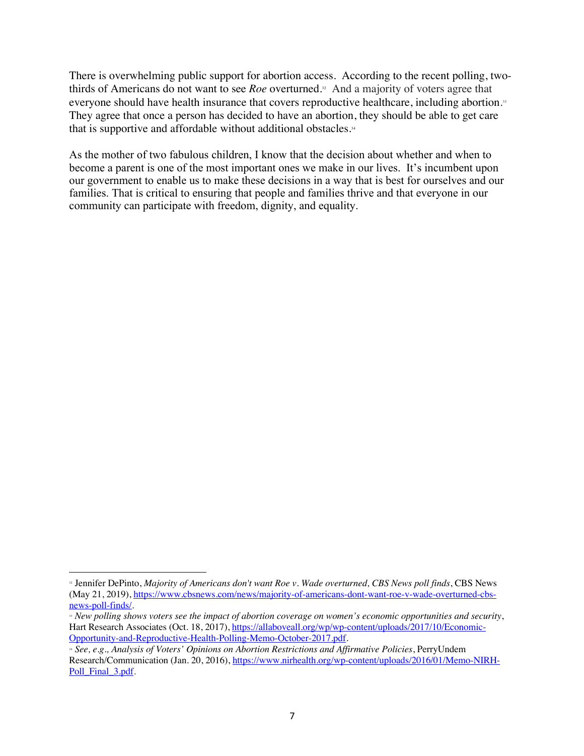There is overwhelming public support for abortion access. According to the recent polling, two-thirds of Americans do not want to see *Roe* overturned.[32] And a majority of voters agree that everyone should have health insurance that covers reproductive healthcare, including abortion.[33] They agree that once a person has decided to have an abortion, they should be able to get care that is supportive and affordable without additional obstacles.[34]

As the mother of two fabulous children, I know that the decision about whether and when to become a parent is one of the most important ones we make in our lives. It's incumbent upon our government to enable us to make these decisions in a way that is best for ourselves and our families. That is critical to ensuring that people and families thrive and that everyone in our community can participate with freedom, dignity, and equality.

---

[32] Jennifer DePinto, *Majority of Americans don't want Roe v. Wade overturned, CBS News poll finds*, CBS News (May 21, 2019), https://www.cbsnews.com/news/majority-of-americans-dont-want-roe-v-wade-overturned-cbs-news-poll-finds/.

[33] *New polling shows voters see the impact of abortion coverage on women's economic opportunities and security*, Hart Research Associates (Oct. 18, 2017), https://allaboveall.org/wp/wp-content/uploads/2017/10/Economic-Opportunity-and-Reproductive-Health-Polling-Memo-October-2017.pdf.

[34] *See, e.g., Analysis of Voters' Opinions on Abortion Restrictions and Affirmative Policies*, PerryUndem Research/Communication (Jan. 20, 2016), https://www.nirhealth.org/wp-content/uploads/2016/01/Memo-NIRH-Poll_Final_3.pdf.